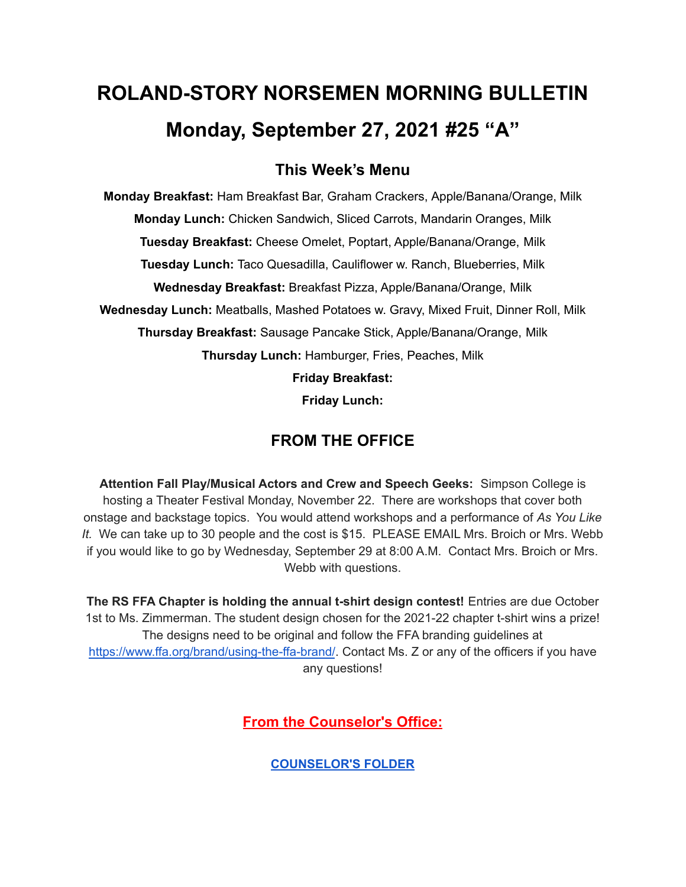# ROLAND-STORY NORSEMEN MORNING BULLETIN

# Monday, September 27, 2021 #25 "A"

## This Week's Menu

**Monday Breakfast:** Ham Breakfast Bar, Graham Crackers, Apple/Banana/Orange, Milk

**Monday Lunch:** Chicken Sandwich, Sliced Carrots, Mandarin Oranges, Milk

**Tuesday Breakfast:** Cheese Omelet, Poptart, Apple/Banana/Orange, Milk

**Tuesday Lunch:** Taco Quesadilla, Cauliflower w. Ranch, Blueberries, Milk

**Wednesday Breakfast:** Breakfast Pizza, Apple/Banana/Orange, Milk

**Wednesday Lunch:** Meatballs, Mashed Potatoes w. Gravy, Mixed Fruit, Dinner Roll, Milk

**Thursday Breakfast:** Sausage Pancake Stick, Apple/Banana/Orange, Milk

**Thursday Lunch:** Hamburger, Fries, Peaches, Milk

**Friday Breakfast:**

**Friday Lunch:**

## FROM THE OFFICE

**Attention Fall Play/Musical Actors and Crew and Speech Geeks:** Simpson College is hosting a Theater Festival Monday, November 22. There are workshops that cover both onstage and backstage topics. You would attend workshops and a performance of *As You Like It.* We can take up to 30 people and the cost is $15. PLEASE EMAIL Mrs. Broich or Mrs. Webb if you would like to go by Wednesday, September 29 at 8:00 A.M. Contact Mrs. Broich or Mrs. Webb with questions.

**The RS FFA Chapter is holding the annual t-shirt design contest!** Entries are due October 1st to Ms. Zimmerman. The student design chosen for the 2021-22 chapter t-shirt wins a prize! The designs need to be original and follow the FFA branding guidelines at [https://www.ffa.org/brand/using-the-ffa-brand/](https://www.ffa.org/brand/using-the-ffa-brand/). Contact Ms. Z or any of the officers if you have any questions!

## From the Counselor's Office:

**COUNSELOR'S FOLDER**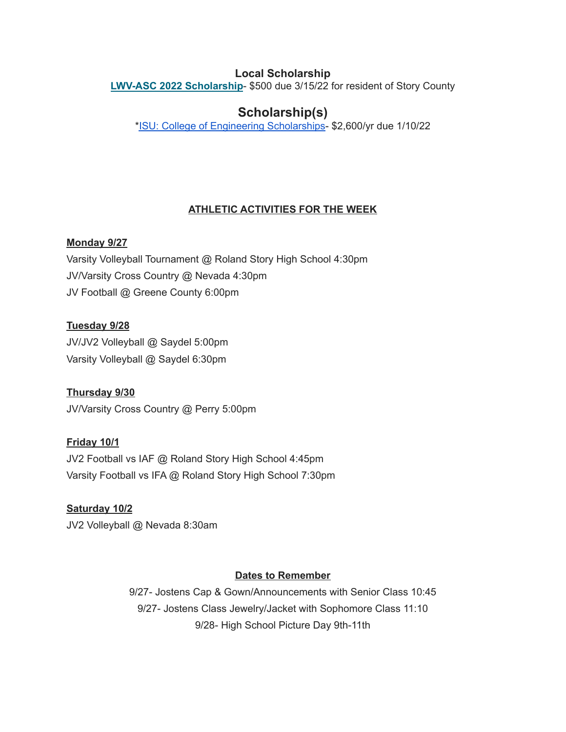### Local Scholarship

**LWV-ASC 2022 Scholarship**- $500 due 3/15/22 for resident of Story County

## Scholarship(s)

*ISU: College of Engineering Scholarships- $2,600/yr due 1/10/22

### ATHLETIC ACTIVITIES FOR THE WEEK

**Monday 9/27**

Varsity Volleyball Tournament @ Roland Story High School 4:30pm
JV/Varsity Cross Country @ Nevada 4:30pm
JV Football @ Greene County 6:00pm

**Tuesday 9/28**

JV/JV2 Volleyball @ Saydel 5:00pm
Varsity Volleyball @ Saydel 6:30pm

**Thursday 9/30**

JV/Varsity Cross Country @ Perry 5:00pm

**Friday 10/1**

JV2 Football vs IAF @ Roland Story High School 4:45pm
Varsity Football vs IFA @ Roland Story High School 7:30pm

**Saturday 10/2**

JV2 Volleyball @ Nevada 8:30am

### Dates to Remember

9/27- Jostens Cap & Gown/Announcements with Senior Class 10:45
9/27- Jostens Class Jewelry/Jacket with Sophomore Class 11:10
9/28- High School Picture Day 9th-11th